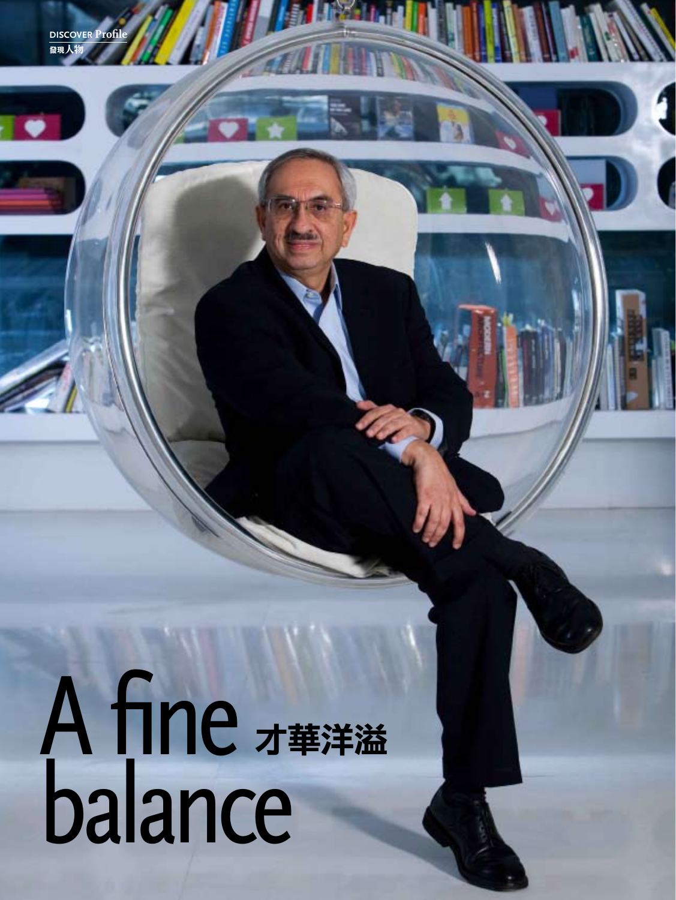# A fine balance 才華洋溢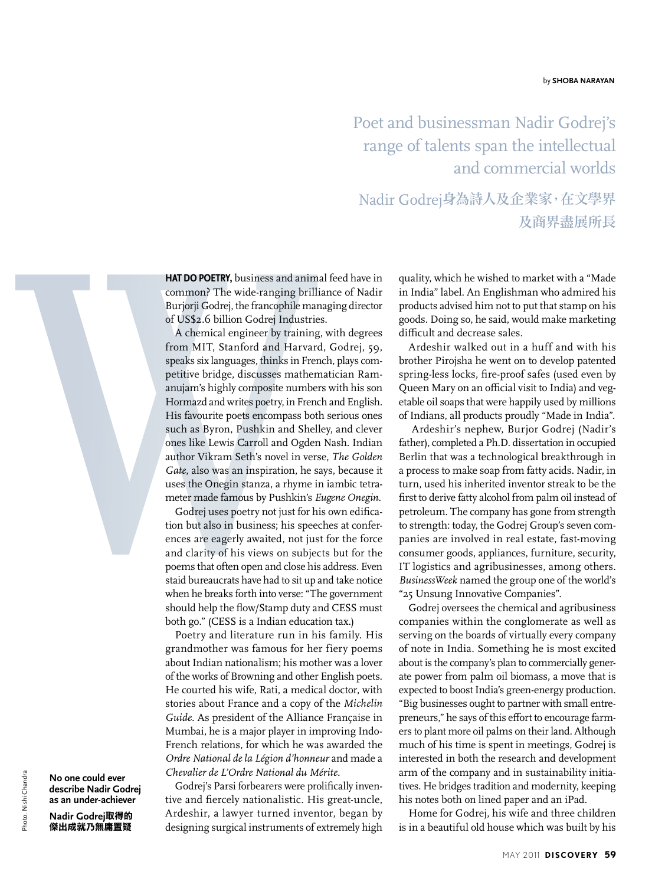by **SHOBA NARAYAN**

# Poet and businessman Nadir Godrej's range of talents span the intellectual and commercial worlds

## Nadir Godrej身為詩人及企業家，在文學界及商界盡展所長

**WHAT DO POETRY,** business and animal feed have in common? The wide-ranging brilliance of Nadir Burjorji Godrej, the francophile managing director of US$2.6 billion Godrej Industries.

A chemical engineer by training, with degrees from MIT, Stanford and Harvard, Godrej, 59, speaks six languages, thinks in French, plays competitive bridge, discusses mathematician Ramanujam's highly composite numbers with his son Hormazd and writes poetry, in French and English. His favourite poets encompass both serious ones such as Byron, Pushkin and Shelley, and clever ones like Lewis Carroll and Ogden Nash. Indian author Vikram Seth's novel in verse, *The Golden Gate*, also was an inspiration, he says, because it uses the Onegin stanza, a rhyme in iambic tetrameter made famous by Pushkin's *Eugene Onegin*.

Godrej uses poetry not just for his own edification but also in business; his speeches at conferences are eagerly awaited, not just for the force and clarity of his views on subjects but for the poems that often open and close his address. Even staid bureaucrats have had to sit up and take notice when he breaks forth into verse: "The government should help the flow/Stamp duty and CESS must both go." (CESS is a Indian education tax.)

Poetry and literature run in his family. His grandmother was famous for her fiery poems about Indian nationalism; his mother was a lover of the works of Browning and other English poets. He courted his wife, Rati, a medical doctor, with stories about France and a copy of the *Michelin Guide*. As president of the Alliance Française in Mumbai, he is a major player in improving Indo-French relations, for which he was awarded the *Ordre National de la Légion d'honneur* and made a *Chevalier de L'Ordre National du Mérite*.

Godrej's Parsi forbearers were prolifically inventive and fiercely nationalistic. His great-uncle, Ardeshir, a lawyer turned inventor, began by designing surgical instruments of extremely high quality, which he wished to market with a "Made in India" label. An Englishman who admired his products advised him not to put that stamp on his goods. Doing so, he said, would make marketing difficult and decrease sales.

Ardeshir walked out in a huff and with his brother Pirojsha he went on to develop patented spring-less locks, fire-proof safes (used even by Queen Mary on an official visit to India) and vegetable oil soaps that were happily used by millions of Indians, all products proudly "Made in India".

Ardeshir's nephew, Burjor Godrej (Nadir's father), completed a Ph.D. dissertation in occupied Berlin that was a technological breakthrough in a process to make soap from fatty acids. Nadir, in turn, used his inherited inventor streak to be the first to derive fatty alcohol from palm oil instead of petroleum. The company has gone from strength to strength: today, the Godrej Group's seven companies are involved in real estate, fast-moving consumer goods, appliances, furniture, security, IT logistics and agribusinesses, among others. *BusinessWeek* named the group one of the world's "25 Unsung Innovative Companies".

Godrej oversees the chemical and agribusiness companies within the conglomerate as well as serving on the boards of virtually every company of note in India. Something he is most excited about is the company's plan to commercially generate power from palm oil biomass, a move that is expected to boost India's green-energy production. "Big businesses ought to partner with small entrepreneurs," he says of this effort to encourage farmers to plant more oil palms on their land. Although much of his time is spent in meetings, Godrej is interested in both the research and development arm of the company and in sustainability initiatives. He bridges tradition and modernity, keeping his notes both on lined paper and an iPad.

Home for Godrej, his wife and three children is in a beautiful old house which was built by his

**No one could ever describe Nadir Godrej as an under-achiever**

**Nadir Godrej取得的傑出成就乃無庸置疑**

Photo. Nishi Chandra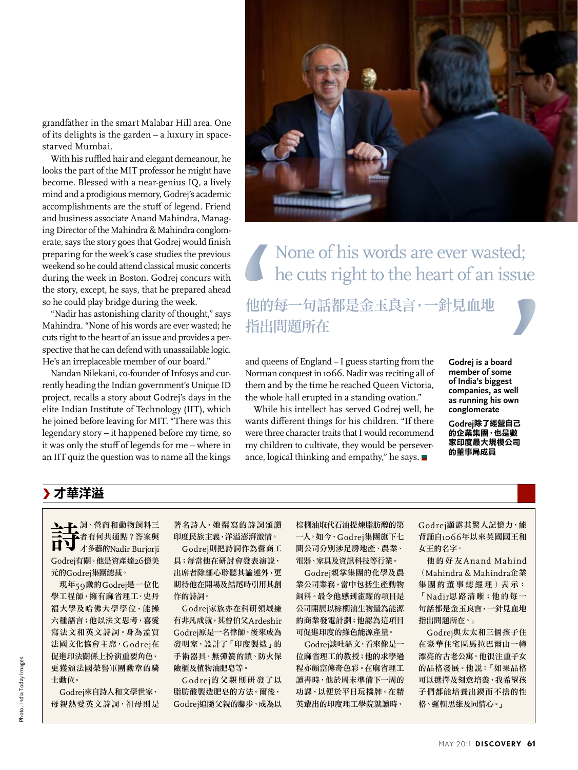grandfather in the smart Malabar Hill area. One of its delights is the garden – a luxury in space-starved Mumbai.

With his ruffled hair and elegant demeanour, he looks the part of the MIT professor he might have become. Blessed with a near-genius IQ, a lively mind and a prodigious memory, Godrej's academic accomplishments are the stuff of legend. Friend and business associate Anand Mahindra, Managing Director of the Mahindra & Mahindra conglomerate, says the story goes that Godrej would finish preparing for the week's case studies the previous weekend so he could attend classical music concerts during the week in Boston. Godrej concurs with the story, except, he says, that he prepared ahead so he could play bridge during the week.

"Nadir has astonishing clarity of thought," says Mahindra. "None of his words are ever wasted; he cuts right to the heart of an issue and provides a perspective that he can defend with unassailable logic. He's an irreplaceable member of our board."

Nandan Nilekani, co-founder of Infosys and currently heading the Indian government's Unique ID project, recalls a story about Godrej's days in the elite Indian Institute of Technology (IIT), which he joined before leaving for MIT. "There was this legendary story – it happened before my time, so it was only the stuff of legends for me – where in an IIT quiz the question was to name all the kings and queens of England – I guess starting from the Norman conquest in 1066. Nadir was reciting all of them and by the time he reached Queen Victoria, the whole hall erupted in a standing ovation."

While his intellect has served Godrej well, he wants different things for his children. "If there were three character traits that I would recommend my children to cultivate, they would be perseverance, logical thinking and empathy," he says. ■

> None of his words are ever wasted; he cuts right to the heart of an issue
>
> 他的每一句話都是金玉良言，一針見血地指出問題所在

Photo: India Today Images

**Godrej is a board member of some of India's biggest companies, as well as running his own conglomerate**

**Godrej除了經營自己的企業集團，也是數家印度最大規模公司的董事局成員**

## › 才華洋溢

詩詞、營商和動物飼料三者有何共通點？答案與才多藝的Nadir Burjorji Godrej有關。他是資產達26億美元的Godrej集團總裁。

現年59歲的Godrej是一位化學工程師，擁有麻省理工、史丹福大學及哈佛大學學位，能操六種語言；他以法文思考，喜愛寫法文和英文詩詞。身為孟買法國文化協會主席，Godrej在促進印法關係上扮演重要角色，更獲頒法國榮譽軍團勳章的騎士勳位。

Godrej來自詩人和文學世家，母親熱愛英文詩詞，祖母則是著名詩人，她撰寫的詩詞頌讚印度民族主義，洋溢澎湃激情。

Godrej則把詩詞作為營商工具；每當他在研討會發表演說，出席者除細心聆聽其論述外，更期待他在開場及結尾時引用其創作的詩詞。

Godrej家族亦在科研領域擁有非凡成就，其曾伯父Ardeshir Godrej原是一名律師，後來成為發明家，設計了「印度製造」的手術器具、無彈簧的鎖、防火保險櫃及植物油肥皂等。

Godrej的父親則研發了以脂肪酸製造肥皂的方法。爾後，Godrej追隨父親的腳步，成為以棕櫚油取代石油提煉脂肪醇的第一人。如今，Godrej集團旗下七間公司分別涉足房地產、農業、電器、家具及資訊科技等行業。

Godrej親掌集團的化學及農業公司業務，當中包括生產動物飼料。最令他感到雀躍的項目是公司開展以棕櫚油生物量為能源的商業發電計劃；他認為這項目可促進印度的綠色能源產量。

Godrej談吐溫文，看來像是一位麻省理工的教授；他的求學過程亦頗富傳奇色彩。在麻省理工讀書時，他於周末準備下一周的功課，以便於平日玩橋牌。在精英輩出的印度理工學院就讀時，Godrej顯露其驚人記憶力，能背誦自1066年以來英國國王和女王的名字。

他的好友Anand Mahind（Mahindra & Mahindra企業集團的董事總經理）表示：「Nadir思路清晰；他的每一句話都是金玉良言，一針見血地指出問題所在。」

Godrej與太太和三個孩子住在豪華住宅區馬拉巴爾山一幢漂亮的古老公寓。他很注重子女的品格發展。他說：「如果品格可以選擇及刻意培養，我希望孩子們都能培養出鍥而不捨的性格、邏輯思維及同情心。」